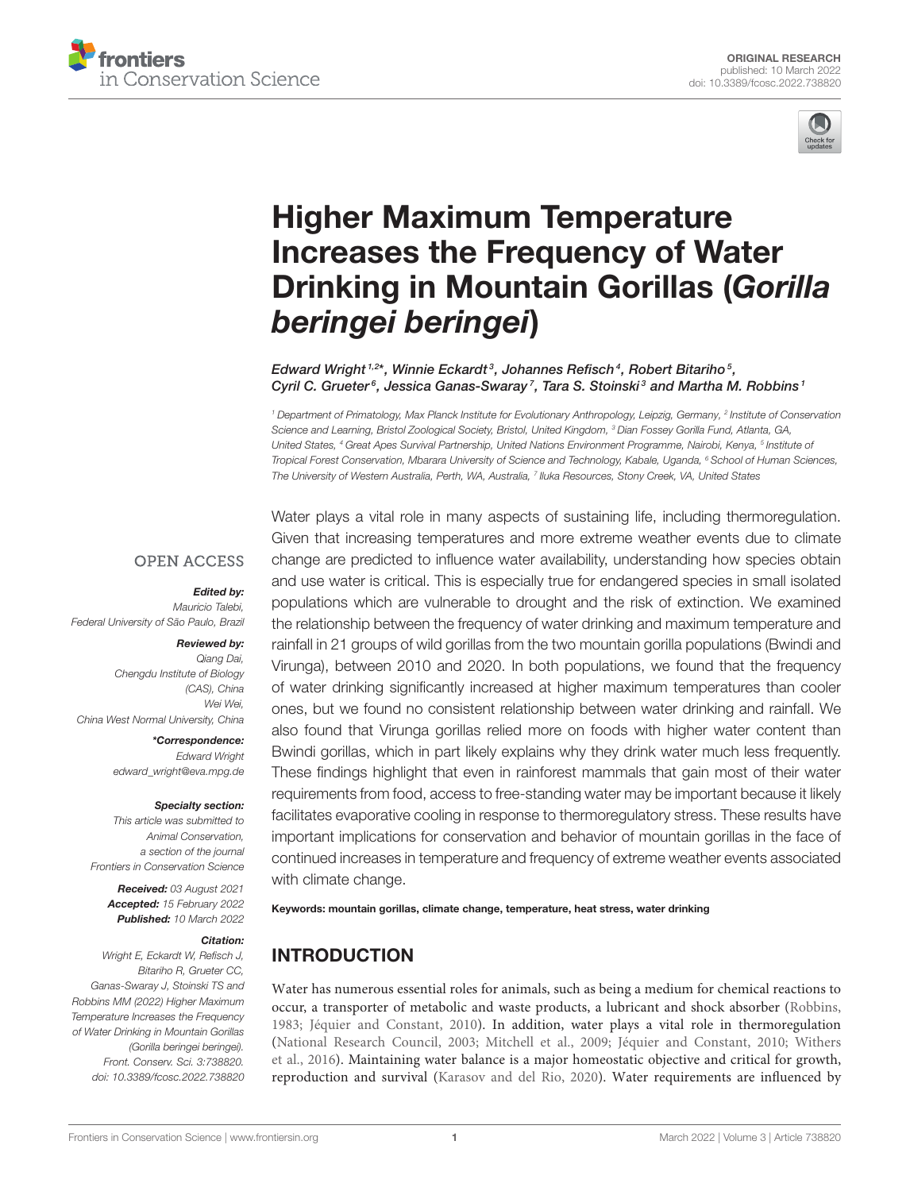ORIGINAL RESEARCH
published: 10 March 2022
doi: 10.3389/fcosc.2022.738820

# Higher Maximum Temperature Increases the Frequency of Water Drinking in Mountain Gorillas (*Gorilla beringei beringei*)

*Edward Wright[1,2*], Winnie Eckardt[3], Johannes Refisch[4], Robert Bitariho[5], Cyril C. Grueter[6], Jessica Ganas-Swaray[7], Tara S. Stoinski[3] and Martha M. Robbins[1]*

[1] Department of Primatology, Max Planck Institute for Evolutionary Anthropology, Leipzig, Germany, [2] Institute of Conservation Science and Learning, Bristol Zoological Society, Bristol, United Kingdom, [3] Dian Fossey Gorilla Fund, Atlanta, GA, United States, [4] Great Apes Survival Partnership, United Nations Environment Programme, Nairobi, Kenya, [5] Institute of Tropical Forest Conservation, Mbarara University of Science and Technology, Kabale, Uganda, [6] School of Human Sciences, The University of Western Australia, Perth, WA, Australia, [7] Iluka Resources, Stony Creek, VA, United States

OPEN ACCESS

**Edited by:**
Mauricio Talebi,
Federal University of São Paulo, Brazil

**Reviewed by:**
Qiang Dai,
Chengdu Institute of Biology (CAS), China
Wei Wei,
China West Normal University, China

***Correspondence:**
Edward Wright
edward_wright@eva.mpg.de

**Specialty section:**
This article was submitted to Animal Conservation, a section of the journal Frontiers in Conservation Science

**Received:** 03 August 2021
**Accepted:** 15 February 2022
**Published:** 10 March 2022

**Citation:**
Wright E, Eckardt W, Refisch J, Bitariho R, Grueter CC, Ganas-Swaray J, Stoinski TS and Robbins MM (2022) Higher Maximum Temperature Increases the Frequency of Water Drinking in Mountain Gorillas (Gorilla beringei beringei). Front. Conserv. Sci. 3:738820. doi: 10.3389/fcosc.2022.738820

Water plays a vital role in many aspects of sustaining life, including thermoregulation. Given that increasing temperatures and more extreme weather events due to climate change are predicted to influence water availability, understanding how species obtain and use water is critical. This is especially true for endangered species in small isolated populations which are vulnerable to drought and the risk of extinction. We examined the relationship between the frequency of water drinking and maximum temperature and rainfall in 21 groups of wild gorillas from the two mountain gorilla populations (Bwindi and Virunga), between 2010 and 2020. In both populations, we found that the frequency of water drinking significantly increased at higher maximum temperatures than cooler ones, but we found no consistent relationship between water drinking and rainfall. We also found that Virunga gorillas relied more on foods with higher water content than Bwindi gorillas, which in part likely explains why they drink water much less frequently. These findings highlight that even in rainforest mammals that gain most of their water requirements from food, access to free-standing water may be important because it likely facilitates evaporative cooling in response to thermoregulatory stress. These results have important implications for conservation and behavior of mountain gorillas in the face of continued increases in temperature and frequency of extreme weather events associated with climate change.

**Keywords: mountain gorillas, climate change, temperature, heat stress, water drinking**

## INTRODUCTION

Water has numerous essential roles for animals, such as being a medium for chemical reactions to occur, a transporter of metabolic and waste products, a lubricant and shock absorber (Robbins, 1983; Jéquier and Constant, 2010). In addition, water plays a vital role in thermoregulation (National Research Council, 2003; Mitchell et al., 2009; Jéquier and Constant, 2010; Withers et al., 2016). Maintaining water balance is a major homeostatic objective and critical for growth, reproduction and survival (Karasov and del Rio, 2020). Water requirements are influenced by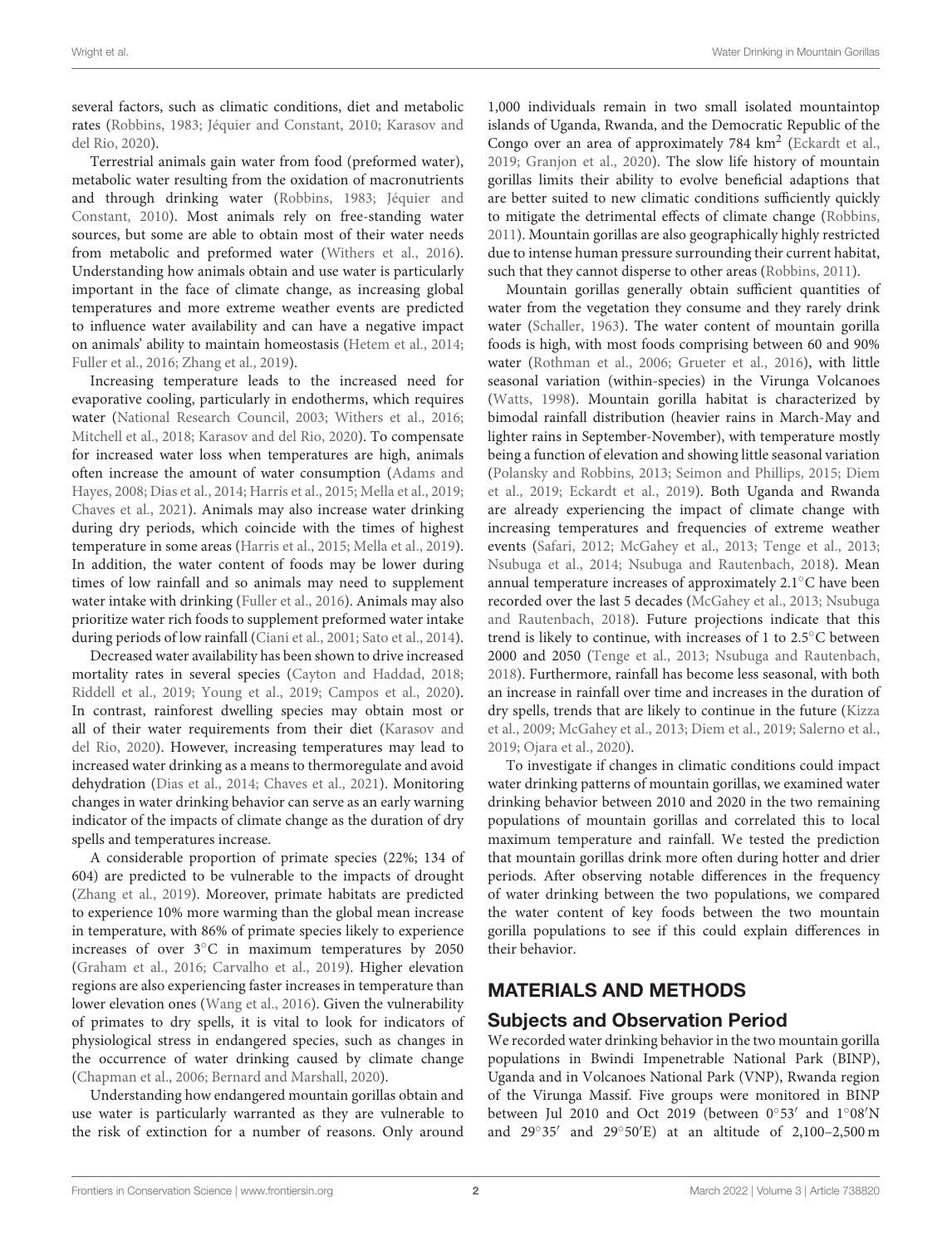several factors, such as climatic conditions, diet and metabolic rates (Robbins, 1983; Jéquier and Constant, 2010; Karasov and del Rio, 2020).

Terrestrial animals gain water from food (preformed water), metabolic water resulting from the oxidation of macronutrients and through drinking water (Robbins, 1983; Jéquier and Constant, 2010). Most animals rely on free-standing water sources, but some are able to obtain most of their water needs from metabolic and preformed water (Withers et al., 2016). Understanding how animals obtain and use water is particularly important in the face of climate change, as increasing global temperatures and more extreme weather events are predicted to influence water availability and can have a negative impact on animals' ability to maintain homeostasis (Hetem et al., 2014; Fuller et al., 2016; Zhang et al., 2019).

Increasing temperature leads to the increased need for evaporative cooling, particularly in endotherms, which requires water (National Research Council, 2003; Withers et al., 2016; Mitchell et al., 2018; Karasov and del Rio, 2020). To compensate for increased water loss when temperatures are high, animals often increase the amount of water consumption (Adams and Hayes, 2008; Dias et al., 2014; Harris et al., 2015; Mella et al., 2019; Chaves et al., 2021). Animals may also increase water drinking during dry periods, which coincide with the times of highest temperature in some areas (Harris et al., 2015; Mella et al., 2019). In addition, the water content of foods may be lower during times of low rainfall and so animals may need to supplement water intake with drinking (Fuller et al., 2016). Animals may also prioritize water rich foods to supplement preformed water intake during periods of low rainfall (Ciani et al., 2001; Sato et al., 2014).

Decreased water availability has been shown to drive increased mortality rates in several species (Cayton and Haddad, 2018; Riddell et al., 2019; Young et al., 2019; Campos et al., 2020). In contrast, rainforest dwelling species may obtain most or all of their water requirements from their diet (Karasov and del Rio, 2020). However, increasing temperatures may lead to increased water drinking as a means to thermoregulate and avoid dehydration (Dias et al., 2014; Chaves et al., 2021). Monitoring changes in water drinking behavior can serve as an early warning indicator of the impacts of climate change as the duration of dry spells and temperatures increase.

A considerable proportion of primate species (22%; 134 of 604) are predicted to be vulnerable to the impacts of drought (Zhang et al., 2019). Moreover, primate habitats are predicted to experience 10% more warming than the global mean increase in temperature, with 86% of primate species likely to experience increases of over 3°C in maximum temperatures by 2050 (Graham et al., 2016; Carvalho et al., 2019). Higher elevation regions are also experiencing faster increases in temperature than lower elevation ones (Wang et al., 2016). Given the vulnerability of primates to dry spells, it is vital to look for indicators of physiological stress in endangered species, such as changes in the occurrence of water drinking caused by climate change (Chapman et al., 2006; Bernard and Marshall, 2020).

Understanding how endangered mountain gorillas obtain and use water is particularly warranted as they are vulnerable to the risk of extinction for a number of reasons. Only around 1,000 individuals remain in two small isolated mountaintop islands of Uganda, Rwanda, and the Democratic Republic of the Congo over an area of approximately 784 km$^2$ (Eckardt et al., 2019; Granjon et al., 2020). The slow life history of mountain gorillas limits their ability to evolve beneficial adaptions that are better suited to new climatic conditions sufficiently quickly to mitigate the detrimental effects of climate change (Robbins, 2011). Mountain gorillas are also geographically highly restricted due to intense human pressure surrounding their current habitat, such that they cannot disperse to other areas (Robbins, 2011).

Mountain gorillas generally obtain sufficient quantities of water from the vegetation they consume and they rarely drink water (Schaller, 1963). The water content of mountain gorilla foods is high, with most foods comprising between 60 and 90% water (Rothman et al., 2006; Grueter et al., 2016), with little seasonal variation (within-species) in the Virunga Volcanoes (Watts, 1998). Mountain gorilla habitat is characterized by bimodal rainfall distribution (heavier rains in March-May and lighter rains in September-November), with temperature mostly being a function of elevation and showing little seasonal variation (Polansky and Robbins, 2013; Seimon and Phillips, 2015; Diem et al., 2019; Eckardt et al., 2019). Both Uganda and Rwanda are already experiencing the impact of climate change with increasing temperatures and frequencies of extreme weather events (Safari, 2012; McGahey et al., 2013; Tenge et al., 2013; Nsubuga et al., 2014; Nsubuga and Rautenbach, 2018). Mean annual temperature increases of approximately 2.1°C have been recorded over the last 5 decades (McGahey et al., 2013; Nsubuga and Rautenbach, 2018). Future projections indicate that this trend is likely to continue, with increases of 1 to 2.5°C between 2000 and 2050 (Tenge et al., 2013; Nsubuga and Rautenbach, 2018). Furthermore, rainfall has become less seasonal, with both an increase in rainfall over time and increases in the duration of dry spells, trends that are likely to continue in the future (Kizza et al., 2009; McGahey et al., 2013; Diem et al., 2019; Salerno et al., 2019; Ojara et al., 2020).

To investigate if changes in climatic conditions could impact water drinking patterns of mountain gorillas, we examined water drinking behavior between 2010 and 2020 in the two remaining populations of mountain gorillas and correlated this to local maximum temperature and rainfall. We tested the prediction that mountain gorillas drink more often during hotter and drier periods. After observing notable differences in the frequency of water drinking between the two populations, we compared the water content of key foods between the two mountain gorilla populations to see if this could explain differences in their behavior.

## MATERIALS AND METHODS

### Subjects and Observation Period

We recorded water drinking behavior in the two mountain gorilla populations in Bwindi Impenetrable National Park (BINP), Uganda and in Volcanoes National Park (VNP), Rwanda region of the Virunga Massif. Five groups were monitored in BINP between Jul 2010 and Oct 2019 (between 0°53′ and 1°08′N and 29°35′ and 29°50′E) at an altitude of 2,100–2,500 m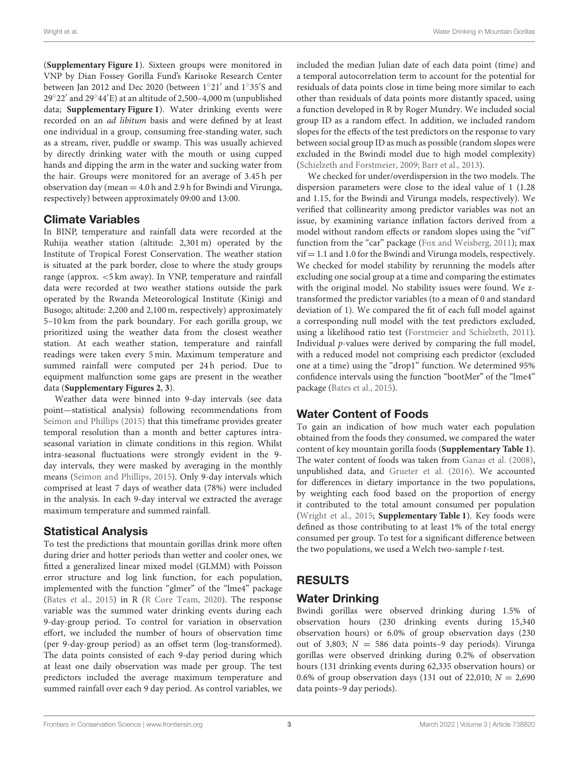(**Supplementary Figure 1**). Sixteen groups were monitored in VNP by Dian Fossey Gorilla Fund's Karisoke Research Center between Jan 2012 and Dec 2020 (between 1°21′ and 1°35′S and 29°22′ and 29°44′E) at an altitude of 2,500–4,000 m (unpublished data; **Supplementary Figure 1**). Water drinking events were recorded on an *ad libitum* basis and were defined by at least one individual in a group, consuming free-standing water, such as a stream, river, puddle or swamp. This was usually achieved by directly drinking water with the mouth or using cupped hands and dipping the arm in the water and sucking water from the hair. Groups were monitored for an average of 3.45 h per observation day (mean = 4.0 h and 2.9 h for Bwindi and Virunga, respectively) between approximately 09:00 and 13:00.

## Climate Variables

In BINP, temperature and rainfall data were recorded at the Ruhija weather station (altitude: 2,301 m) operated by the Institute of Tropical Forest Conservation. The weather station is situated at the park border, close to where the study groups range (approx. <5 km away). In VNP, temperature and rainfall data were recorded at two weather stations outside the park operated by the Rwanda Meteorological Institute (Kinigi and Busogo; altitude: 2,200 and 2,100 m, respectively) approximately 5–10 km from the park boundary. For each gorilla group, we prioritized using the weather data from the closest weather station. At each weather station, temperature and rainfall readings were taken every 5 min. Maximum temperature and summed rainfall were computed per 24 h period. Due to equipment malfunction some gaps are present in the weather data (**Supplementary Figures 2, 3**).

Weather data were binned into 9-day intervals (see data point—statistical analysis) following recommendations from Seimon and Phillips (2015) that this timeframe provides greater temporal resolution than a month and better captures intra-seasonal variation in climate conditions in this region. Whilst intra-seasonal fluctuations were strongly evident in the 9-day intervals, they were masked by averaging in the monthly means (Seimon and Phillips, 2015). Only 9-day intervals which comprised at least 7 days of weather data (78%) were included in the analysis. In each 9-day interval we extracted the average maximum temperature and summed rainfall.

## Statistical Analysis

To test the predictions that mountain gorillas drink more often during drier and hotter periods than wetter and cooler ones, we fitted a generalized linear mixed model (GLMM) with Poisson error structure and log link function, for each population, implemented with the function "glmer" of the "lme4" package (Bates et al., 2015) in R (R Core Team, 2020). The response variable was the summed water drinking events during each 9-day-group period. To control for variation in observation effort, we included the number of hours of observation time (per 9-day-group period) as an offset term (log-transformed). The data points consisted of each 9-day period during which at least one daily observation was made per group. The test predictors included the average maximum temperature and summed rainfall over each 9 day period. As control variables, we included the median Julian date of each data point (time) and a temporal autocorrelation term to account for the potential for residuals of data points close in time being more similar to each other than residuals of data points more distantly spaced, using a function developed in R by Roger Mundry. We included social group ID as a random effect. In addition, we included random slopes for the effects of the test predictors on the response to vary between social group ID as much as possible (random slopes were excluded in the Bwindi model due to high model complexity) (Schielzeth and Forstmeier, 2009; Barr et al., 2013).

We checked for under/overdispersion in the two models. The dispersion parameters were close to the ideal value of 1 (1.28 and 1.15, for the Bwindi and Virunga models, respectively). We verified that collinearity among predictor variables was not an issue, by examining variance inflation factors derived from a model without random effects or random slopes using the "vif" function from the "car" package (Fox and Weisberg, 2011); max vif = 1.1 and 1.0 for the Bwindi and Virunga models, respectively. We checked for model stability by rerunning the models after excluding one social group at a time and comparing the estimates with the original model. No stability issues were found. We z-transformed the predictor variables (to a mean of 0 and standard deviation of 1). We compared the fit of each full model against a corresponding null model with the test predictors excluded, using a likelihood ratio test (Forstmeier and Schielzeth, 2011). Individual *p*-values were derived by comparing the full model, with a reduced model not comprising each predictor (excluded one at a time) using the "drop1" function. We determined 95% confidence intervals using the function "bootMer" of the "lme4" package (Bates et al., 2015).

## Water Content of Foods

To gain an indication of how much water each population obtained from the foods they consumed, we compared the water content of key mountain gorilla foods (**Supplementary Table 1**). The water content of foods was taken from Ganas et al. (2008), unpublished data, and Grueter et al. (2016). We accounted for differences in dietary importance in the two populations, by weighting each food based on the proportion of energy it contributed to the total amount consumed per population (Wright et al., 2015; **Supplementary Table 1**). Key foods were defined as those contributing to at least 1% of the total energy consumed per group. To test for a significant difference between the two populations, we used a Welch two-sample *t*-test.

# RESULTS

## Water Drinking

Bwindi gorillas were observed drinking during 1.5% of observation hours (230 drinking events during 15,340 observation hours) or 6.0% of group observation days (230 out of 3,803; $N$ = 586 data points–9 day periods). Virunga gorillas were observed drinking during 0.2% of observation hours (131 drinking events during 62,335 observation hours) or 0.6% of group observation days (131 out of 22,010; $N$ = 2,690 data points–9 day periods).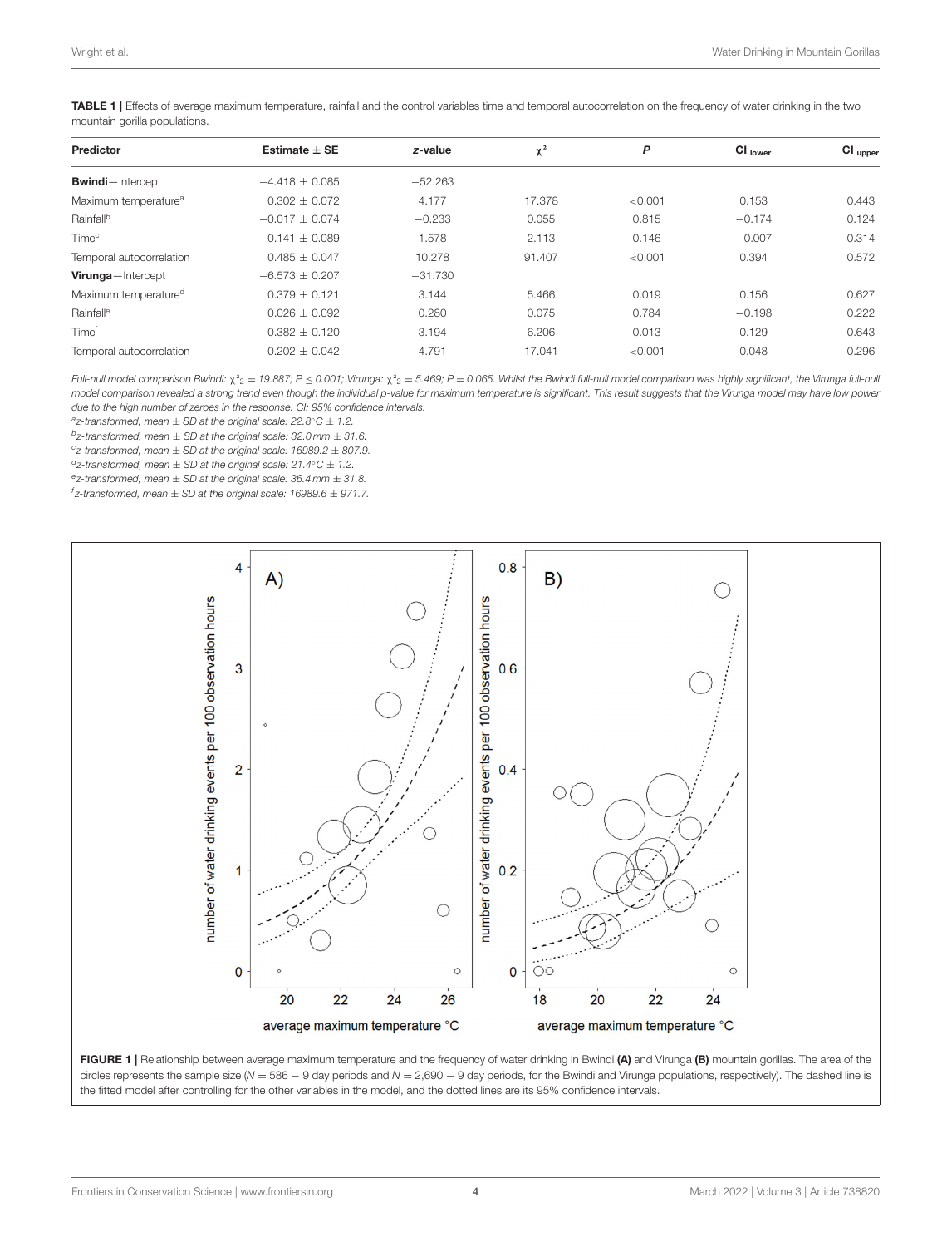**TABLE 1 |** Effects of average maximum temperature, rainfall and the control variables time and temporal autocorrelation on the frequency of water drinking in the two mountain gorilla populations.

| Predictor | Estimate ± SE | *z*-value | $\chi^2$ | *P* | CI $_{lower}$ | CI $_{upper}$ |
|---|---|---|---|---|---|---|
| **Bwindi**—Intercept | −4.418 ± 0.085 | −52.263 | | | | |
| Maximum temperature[a] | 0.302 ± 0.072 | 4.177 | 17.378 | <0.001 | 0.153 | 0.443 |
| Rainfall[b] | −0.017 ± 0.074 | −0.233 | 0.055 | 0.815 | −0.174 | 0.124 |
| Time[c] | 0.141 ± 0.089 | 1.578 | 2.113 | 0.146 | −0.007 | 0.314 |
| Temporal autocorrelation | 0.485 ± 0.047 | 10.278 | 91.407 | <0.001 | 0.394 | 0.572 |
| **Virunga**—Intercept | −6.573 ± 0.207 | −31.730 | | | | |
| Maximum temperature[d] | 0.379 ± 0.121 | 3.144 | 5.466 | 0.019 | 0.156 | 0.627 |
| Rainfall[e] | 0.026 ± 0.092 | 0.280 | 0.075 | 0.784 | −0.198 | 0.222 |
| Time[f] | 0.382 ± 0.120 | 3.194 | 6.206 | 0.013 | 0.129 | 0.643 |
| Temporal autocorrelation | 0.202 ± 0.042 | 4.791 | 17.041 | <0.001 | 0.048 | 0.296 |

*Full-null model comparison Bwindi: $\chi^2_2 = 19.887$; $P \leq 0.001$; Virunga: $\chi^2_2 = 5.469$; $P = 0.065$. Whilst the Bwindi full-null model comparison was highly significant, the Virunga full-null model comparison revealed a strong trend even though the individual p-value for maximum temperature is significant. This result suggests that the Virunga model may have low power due to the high number of zeroes in the response. CI: 95% confidence intervals.*

[a] *z-transformed, mean ± SD at the original scale: 22.8°C ± 1.2.*

[b] *z-transformed, mean ± SD at the original scale: 32.0 mm ± 31.6.*

[c] *z-transformed, mean ± SD at the original scale: 16989.2 ± 807.9.*

[d] *z-transformed, mean ± SD at the original scale: 21.4°C ± 1.2.*

[e] *z-transformed, mean ± SD at the original scale: 36.4 mm ± 31.8.*

[f] *z-transformed, mean ± SD at the original scale: 16989.6 ± 971.7.*

**FIGURE 1 |** Relationship between average maximum temperature and the frequency of water drinking in Bwindi **(A)** and Virunga **(B)** mountain gorillas. The area of the circles represents the sample size ($N = 586 - 9$ day periods and $N = 2{,}690 - 9$ day periods, for the Bwindi and Virunga populations, respectively). The dashed line is the fitted model after controlling for the other variables in the model, and the dotted lines are its 95% confidence intervals.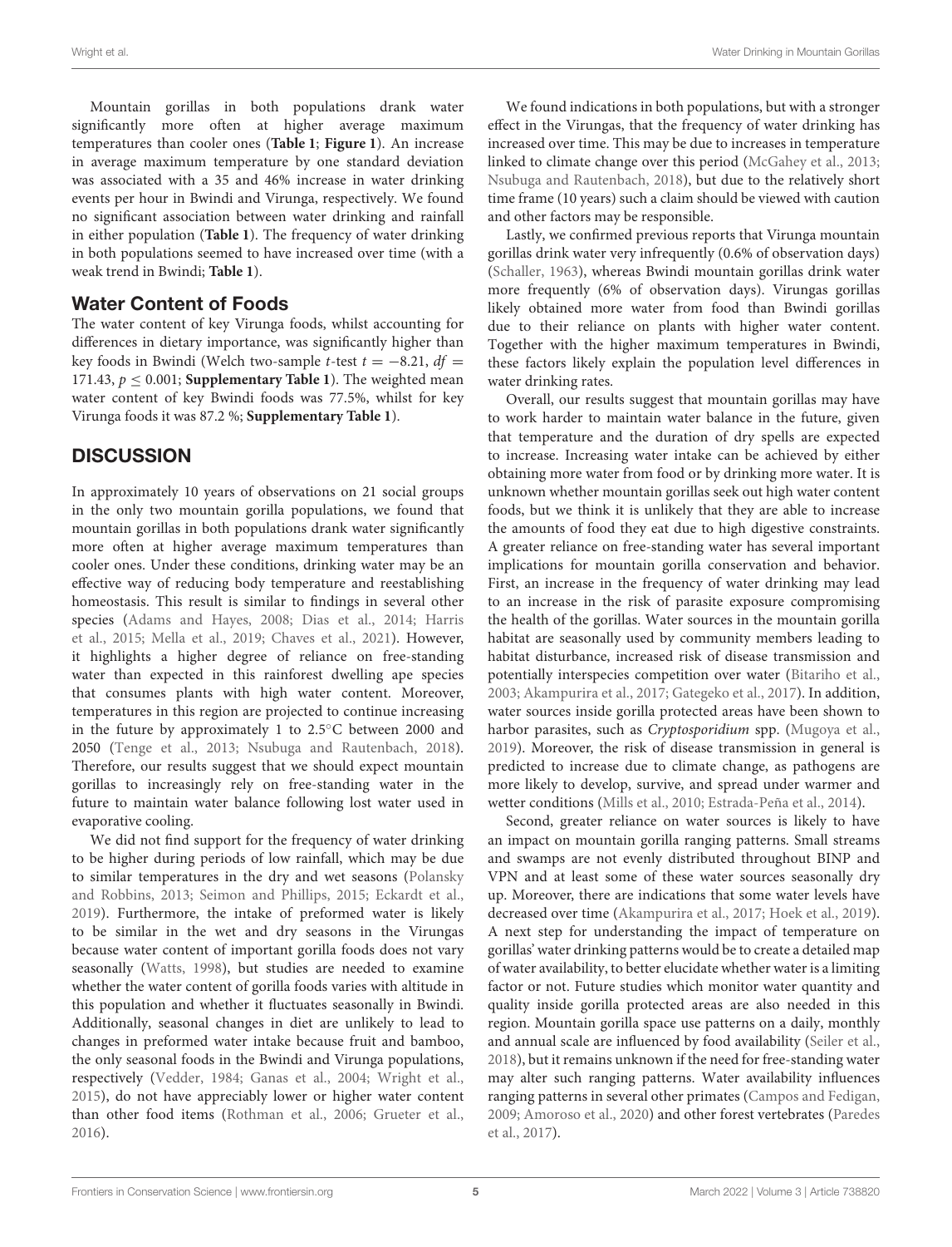Mountain gorillas in both populations drank water significantly more often at higher average maximum temperatures than cooler ones (**Table 1**; **Figure 1**). An increase in average maximum temperature by one standard deviation was associated with a 35 and 46% increase in water drinking events per hour in Bwindi and Virunga, respectively. We found no significant association between water drinking and rainfall in either population (**Table 1**). The frequency of water drinking in both populations seemed to have increased over time (with a weak trend in Bwindi; **Table 1**).

## Water Content of Foods

The water content of key Virunga foods, whilst accounting for differences in dietary importance, was significantly higher than key foods in Bwindi (Welch two-sample *t*-test $t = -8.21$, $df = 171.43$, $p \leq 0.001$; **Supplementary Table 1**). The weighted mean water content of key Bwindi foods was 77.5%, whilst for key Virunga foods it was 87.2 %; **Supplementary Table 1**).

# DISCUSSION

In approximately 10 years of observations on 21 social groups in the only two mountain gorilla populations, we found that mountain gorillas in both populations drank water significantly more often at higher average maximum temperatures than cooler ones. Under these conditions, drinking water may be an effective way of reducing body temperature and reestablishing homeostasis. This result is similar to findings in several other species (Adams and Hayes, 2008; Dias et al., 2014; Harris et al., 2015; Mella et al., 2019; Chaves et al., 2021). However, it highlights a higher degree of reliance on free-standing water than expected in this rainforest dwelling ape species that consumes plants with high water content. Moreover, temperatures in this region are projected to continue increasing in the future by approximately 1 to 2.5°C between 2000 and 2050 (Tenge et al., 2013; Nsubuga and Rautenbach, 2018). Therefore, our results suggest that we should expect mountain gorillas to increasingly rely on free-standing water in the future to maintain water balance following lost water used in evaporative cooling.

We did not find support for the frequency of water drinking to be higher during periods of low rainfall, which may be due to similar temperatures in the dry and wet seasons (Polansky and Robbins, 2013; Seimon and Phillips, 2015; Eckardt et al., 2019). Furthermore, the intake of preformed water is likely to be similar in the wet and dry seasons in the Virungas because water content of important gorilla foods does not vary seasonally (Watts, 1998), but studies are needed to examine whether the water content of gorilla foods varies with altitude in this population and whether it fluctuates seasonally in Bwindi. Additionally, seasonal changes in diet are unlikely to lead to changes in preformed water intake because fruit and bamboo, the only seasonal foods in the Bwindi and Virunga populations, respectively (Vedder, 1984; Ganas et al., 2004; Wright et al., 2015), do not have appreciably lower or higher water content than other food items (Rothman et al., 2006; Grueter et al., 2016).

We found indications in both populations, but with a stronger effect in the Virungas, that the frequency of water drinking has increased over time. This may be due to increases in temperature linked to climate change over this period (McGahey et al., 2013; Nsubuga and Rautenbach, 2018), but due to the relatively short time frame (10 years) such a claim should be viewed with caution and other factors may be responsible.

Lastly, we confirmed previous reports that Virunga mountain gorillas drink water very infrequently (0.6% of observation days) (Schaller, 1963), whereas Bwindi mountain gorillas drink water more frequently (6% of observation days). Virungas gorillas likely obtained more water from food than Bwindi gorillas due to their reliance on plants with higher water content. Together with the higher maximum temperatures in Bwindi, these factors likely explain the population level differences in water drinking rates.

Overall, our results suggest that mountain gorillas may have to work harder to maintain water balance in the future, given that temperature and the duration of dry spells are expected to increase. Increasing water intake can be achieved by either obtaining more water from food or by drinking more water. It is unknown whether mountain gorillas seek out high water content foods, but we think it is unlikely that they are able to increase the amounts of food they eat due to high digestive constraints. A greater reliance on free-standing water has several important implications for mountain gorilla conservation and behavior. First, an increase in the frequency of water drinking may lead to an increase in the risk of parasite exposure compromising the health of the gorillas. Water sources in the mountain gorilla habitat are seasonally used by community members leading to habitat disturbance, increased risk of disease transmission and potentially interspecies competition over water (Bitariho et al., 2003; Akampurira et al., 2017; Gategeko et al., 2017). In addition, water sources inside gorilla protected areas have been shown to harbor parasites, such as *Cryptosporidium* spp. (Mugoya et al., 2019). Moreover, the risk of disease transmission in general is predicted to increase due to climate change, as pathogens are more likely to develop, survive, and spread under warmer and wetter conditions (Mills et al., 2010; Estrada-Peña et al., 2014).

Second, greater reliance on water sources is likely to have an impact on mountain gorilla ranging patterns. Small streams and swamps are not evenly distributed throughout BINP and VPN and at least some of these water sources seasonally dry up. Moreover, there are indications that some water levels have decreased over time (Akampurira et al., 2017; Hoek et al., 2019). A next step for understanding the impact of temperature on gorillas' water drinking patterns would be to create a detailed map of water availability, to better elucidate whether water is a limiting factor or not. Future studies which monitor water quantity and quality inside gorilla protected areas are also needed in this region. Mountain gorilla space use patterns on a daily, monthly and annual scale are influenced by food availability (Seiler et al., 2018), but it remains unknown if the need for free-standing water may alter such ranging patterns. Water availability influences ranging patterns in several other primates (Campos and Fedigan, 2009; Amoroso et al., 2020) and other forest vertebrates (Paredes et al., 2017).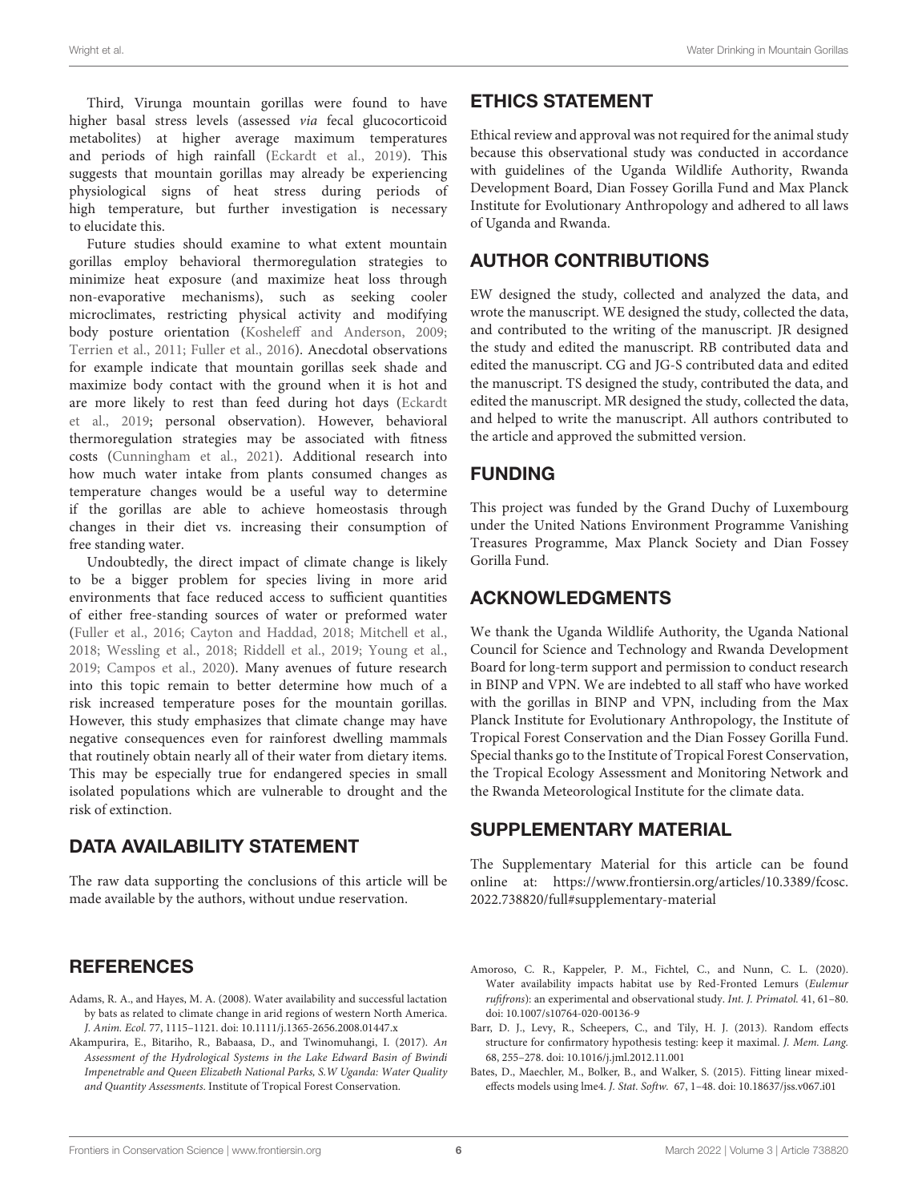Third, Virunga mountain gorillas were found to have higher basal stress levels (assessed *via* fecal glucocorticoid metabolites) at higher average maximum temperatures and periods of high rainfall (Eckardt et al., 2019). This suggests that mountain gorillas may already be experiencing physiological signs of heat stress during periods of high temperature, but further investigation is necessary to elucidate this.

Future studies should examine to what extent mountain gorillas employ behavioral thermoregulation strategies to minimize heat exposure (and maximize heat loss through non-evaporative mechanisms), such as seeking cooler microclimates, restricting physical activity and modifying body posture orientation (Kosheleff and Anderson, 2009; Terrien et al., 2011; Fuller et al., 2016). Anecdotal observations for example indicate that mountain gorillas seek shade and maximize body contact with the ground when it is hot and are more likely to rest than feed during hot days (Eckardt et al., 2019; personal observation). However, behavioral thermoregulation strategies may be associated with fitness costs (Cunningham et al., 2021). Additional research into how much water intake from plants consumed changes as temperature changes would be a useful way to determine if the gorillas are able to achieve homeostasis through changes in their diet vs. increasing their consumption of free standing water.

Undoubtedly, the direct impact of climate change is likely to be a bigger problem for species living in more arid environments that face reduced access to sufficient quantities of either free-standing sources of water or preformed water (Fuller et al., 2016; Cayton and Haddad, 2018; Mitchell et al., 2018; Wessling et al., 2018; Riddell et al., 2019; Young et al., 2019; Campos et al., 2020). Many avenues of future research into this topic remain to better determine how much of a risk increased temperature poses for the mountain gorillas. However, this study emphasizes that climate change may have negative consequences even for rainforest dwelling mammals that routinely obtain nearly all of their water from dietary items. This may be especially true for endangered species in small isolated populations which are vulnerable to drought and the risk of extinction.

## DATA AVAILABILITY STATEMENT

The raw data supporting the conclusions of this article will be made available by the authors, without undue reservation.

## ETHICS STATEMENT

Ethical review and approval was not required for the animal study because this observational study was conducted in accordance with guidelines of the Uganda Wildlife Authority, Rwanda Development Board, Dian Fossey Gorilla Fund and Max Planck Institute for Evolutionary Anthropology and adhered to all laws of Uganda and Rwanda.

## AUTHOR CONTRIBUTIONS

EW designed the study, collected and analyzed the data, and wrote the manuscript. WE designed the study, collected the data, and contributed to the writing of the manuscript. JR designed the study and edited the manuscript. RB contributed data and edited the manuscript. CG and JG-S contributed data and edited the manuscript. TS designed the study, contributed the data, and edited the manuscript. MR designed the study, collected the data, and helped to write the manuscript. All authors contributed to the article and approved the submitted version.

## FUNDING

This project was funded by the Grand Duchy of Luxembourg under the United Nations Environment Programme Vanishing Treasures Programme, Max Planck Society and Dian Fossey Gorilla Fund.

## ACKNOWLEDGMENTS

We thank the Uganda Wildlife Authority, the Uganda National Council for Science and Technology and Rwanda Development Board for long-term support and permission to conduct research in BINP and VPN. We are indebted to all staff who have worked with the gorillas in BINP and VPN, including from the Max Planck Institute for Evolutionary Anthropology, the Institute of Tropical Forest Conservation and the Dian Fossey Gorilla Fund. Special thanks go to the Institute of Tropical Forest Conservation, the Tropical Ecology Assessment and Monitoring Network and the Rwanda Meteorological Institute for the climate data.

## SUPPLEMENTARY MATERIAL

The Supplementary Material for this article can be found online at: https://www.frontiersin.org/articles/10.3389/fcosc.2022.738820/full#supplementary-material

## REFERENCES

Adams, R. A., and Hayes, M. A. (2008). Water availability and successful lactation by bats as related to climate change in arid regions of western North America. *J. Anim. Ecol.* 77, 1115–1121. doi: 10.1111/j.1365-2656.2008.01447.x

Akampurira, E., Bitariho, R., Babaasa, D., and Twinomuhangi, I. (2017). *An Assessment of the Hydrological Systems in the Lake Edward Basin of Bwindi Impenetrable and Queen Elizabeth National Parks, S.W Uganda: Water Quality and Quantity Assessments*. Institute of Tropical Forest Conservation.

Amoroso, C. R., Kappeler, P. M., Fichtel, C., and Nunn, C. L. (2020). Water availability impacts habitat use by Red-Fronted Lemurs (*Eulemur rufifrons*): an experimental and observational study. *Int. J. Primatol.* 41, 61–80. doi: 10.1007/s10764-020-00136-9

Barr, D. J., Levy, R., Scheepers, C., and Tily, H. J. (2013). Random effects structure for confirmatory hypothesis testing: keep it maximal. *J. Mem. Lang.* 68, 255–278. doi: 10.1016/j.jml.2012.11.001

Bates, D., Maechler, M., Bolker, B., and Walker, S. (2015). Fitting linear mixed-effects models using lme4. *J. Stat. Softw.* 67, 1–48. doi: 10.18637/jss.v067.i01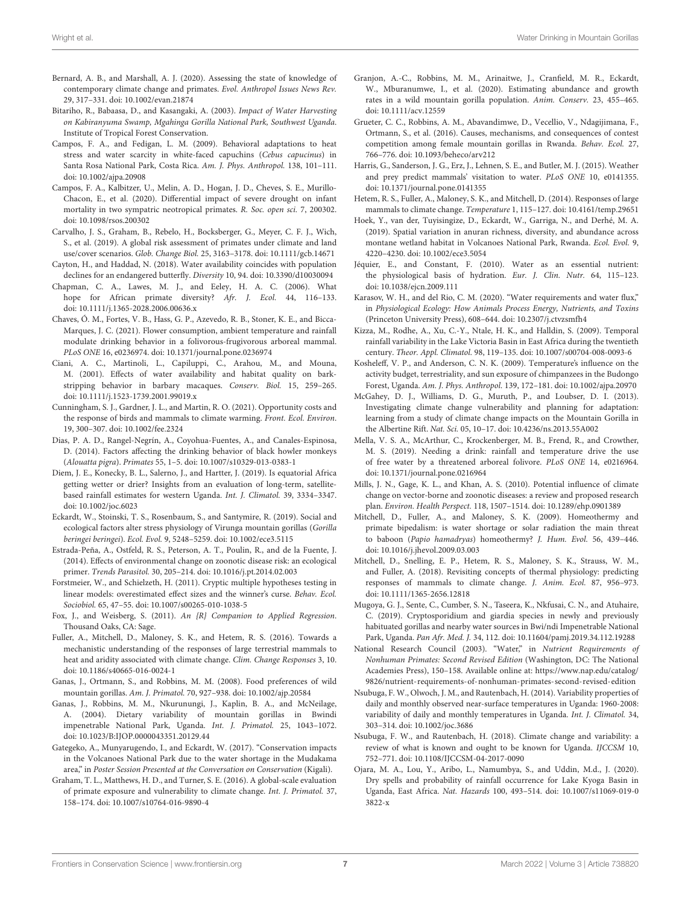Bernard, A. B., and Marshall, A. J. (2020). Assessing the state of knowledge of contemporary climate change and primates. *Evol. Anthropol Issues News Rev.* 29, 317–331. doi: 10.1002/evan.21874

Bitariho, R., Babaasa, D., and Kasangaki, A. (2003). *Impact of Water Harvesting on Kabiranyuma Swamp, Mgahinga Gorilla National Park, Southwest Uganda*. Institute of Tropical Forest Conservation.

Campos, F. A., and Fedigan, L. M. (2009). Behavioral adaptations to heat stress and water scarcity in white-faced capuchins (*Cebus capucinus*) in Santa Rosa National Park, Costa Rica. *Am. J. Phys. Anthropol.* 138, 101–111. doi: 10.1002/ajpa.20908

Campos, F. A., Kalbitzer, U., Melin, A. D., Hogan, J. D., Cheves, S. E., Murillo-Chacon, E., et al. (2020). Differential impact of severe drought on infant mortality in two sympatric neotropical primates. *R. Soc. open sci.* 7, 200302. doi: 10.1098/rsos.200302

Carvalho, J. S., Graham, B., Rebelo, H., Bocksberger, G., Meyer, C. F. J., Wich, S., et al. (2019). A global risk assessment of primates under climate and land use/cover scenarios. *Glob. Change Biol.* 25, 3163–3178. doi: 10.1111/gcb.14671

Cayton, H., and Haddad, N. (2018). Water availability coincides with population declines for an endangered butterfly. *Diversity* 10, 94. doi: 10.3390/d10030094

Chapman, C. A., Lawes, M. J., and Eeley, H. A. C. (2006). What hope for African primate diversity? *Afr. J. Ecol.* 44, 116–133. doi: 10.1111/j.1365-2028.2006.00636.x

Chaves, Ó. M., Fortes, V. B., Hass, G. P., Azevedo, R. B., Stoner, K. E., and Bicca-Marques, J. C. (2021). Flower consumption, ambient temperature and rainfall modulate drinking behavior in a folivorous-frugivorous arboreal mammal. *PLoS ONE* 16, e0236974. doi: 10.1371/journal.pone.0236974

Ciani, A. C., Martinoli, L., Capiluppi, C., Arahou, M., and Mouna, M. (2001). Effects of water availability and habitat quality on bark-stripping behavior in barbary macaques. *Conserv. Biol.* 15, 259–265. doi: 10.1111/j.1523-1739.2001.99019.x

Cunningham, S. J., Gardner, J. L., and Martin, R. O. (2021). Opportunity costs and the response of birds and mammals to climate warming. *Front. Ecol. Environ.* 19, 300–307. doi: 10.1002/fee.2324

Dias, P. A. D., Rangel-Negrín, A., Coyohua-Fuentes, A., and Canales-Espinosa, D. (2014). Factors affecting the drinking behavior of black howler monkeys (*Alouatta pigra*). *Primates* 55, 1–5. doi: 10.1007/s10329-013-0383-1

Diem, J. E., Konecky, B. L., Salerno, J., and Hartter, J. (2019). Is equatorial Africa getting wetter or drier? Insights from an evaluation of long-term, satellite-based rainfall estimates for western Uganda. *Int. J. Climatol.* 39, 3334–3347. doi: 10.1002/joc.6023

Eckardt, W., Stoinski, T. S., Rosenbaum, S., and Santymire, R. (2019). Social and ecological factors alter stress physiology of Virunga mountain gorillas (*Gorilla beringei beringei*). *Ecol. Evol.* 9, 5248–5259. doi: 10.1002/ece3.5115

Estrada-Peña, A., Ostfeld, R. S., Peterson, A. T., Poulin, R., and de la Fuente, J. (2014). Effects of environmental change on zoonotic disease risk: an ecological primer. *Trends Parasitol.* 30, 205–214. doi: 10.1016/j.pt.2014.02.003

Forstmeier, W., and Schielzeth, H. (2011). Cryptic multiple hypotheses testing in linear models: overestimated effect sizes and the winner's curse. *Behav. Ecol. Sociobiol.* 65, 47–55. doi: 10.1007/s00265-010-1038-5

Fox, J., and Weisberg, S. (2011). *An {R} Companion to Applied Regression*. Thousand Oaks, CA: Sage.

Fuller, A., Mitchell, D., Maloney, S. K., and Hetem, R. S. (2016). Towards a mechanistic understanding of the responses of large terrestrial mammals to heat and aridity associated with climate change. *Clim. Change Responses* 3, 10. doi: 10.1186/s40665-016-0024-1

Ganas, J., Ortmann, S., and Robbins, M. M. (2008). Food preferences of wild mountain gorillas. *Am. J. Primatol.* 70, 927–938. doi: 10.1002/ajp.20584

Ganas, J., Robbins, M. M., Nkurunungi, J., Kaplin, B. A., and McNeilage, A. (2004). Dietary variability of mountain gorillas in Bwindi impenetrable National Park, Uganda. *Int. J. Primatol.* 25, 1043–1072. doi: 10.1023/B:IJOP.0000043351.20129.44

Gategeko, A., Munyarugendo, I., and Eckardt, W. (2017). "Conservation impacts in the Volcanoes National Park due to the water shortage in the Mudakama area," in *Poster Session Presented at the Conversation on Conservation* (Kigali).

Graham, T. L., Matthews, H. D., and Turner, S. E. (2016). A global-scale evaluation of primate exposure and vulnerability to climate change. *Int. J. Primatol.* 37, 158–174. doi: 10.1007/s10764-016-9890-4

Granjon, A.-C., Robbins, M. M., Arinaitwe, J., Cranfield, M. R., Eckardt, W., Mburanumwe, I., et al. (2020). Estimating abundance and growth rates in a wild mountain gorilla population. *Anim. Conserv.* 23, 455–465. doi: 10.1111/acv.12559

Grueter, C. C., Robbins, A. M., Abavandimwe, D., Vecellio, V., Ndagijimana, F., Ortmann, S., et al. (2016). Causes, mechanisms, and consequences of contest competition among female mountain gorillas in Rwanda. *Behav. Ecol.* 27, 766–776. doi: 10.1093/beheco/arv212

Harris, G., Sanderson, J. G., Erz, J., Lehnen, S. E., and Butler, M. J. (2015). Weather and prey predict mammals' visitation to water. *PLoS ONE* 10, e0141355. doi: 10.1371/journal.pone.0141355

Hetem, R. S., Fuller, A., Maloney, S. K., and Mitchell, D. (2014). Responses of large mammals to climate change. *Temperature* 1, 115–127. doi: 10.4161/temp.29651

Hoek, Y., van der, Tuyisingize, D., Eckardt, W., Garriga, N., and Derhé, M. A. (2019). Spatial variation in anuran richness, diversity, and abundance across montane wetland habitat in Volcanoes National Park, Rwanda. *Ecol. Evol.* 9, 4220–4230. doi: 10.1002/ece3.5054

Jéquier, E., and Constant, F. (2010). Water as an essential nutrient: the physiological basis of hydration. *Eur. J. Clin. Nutr.* 64, 115–123. doi: 10.1038/ejcn.2009.111

Karasov, W. H., and del Rio, C. M. (2020). "Water requirements and water flux," in *Physiological Ecology: How Animals Process Energy, Nutrients, and Toxins* (Princeton University Press), 608–644. doi: 10.2307/j.ctvzsmfh4

Kizza, M., Rodhe, A., Xu, C.-Y., Ntale, H. K., and Halldin, S. (2009). Temporal rainfall variability in the Lake Victoria Basin in East Africa during the twentieth century. *Theor. Appl. Climatol.* 98, 119–135. doi: 10.1007/s00704-008-0093-6

Kosheleff, V. P., and Anderson, C. N. K. (2009). Temperature's influence on the activity budget, terrestriality, and sun exposure of chimpanzees in the Budongo Forest, Uganda. *Am. J. Phys. Anthropol.* 139, 172–181. doi: 10.1002/ajpa.20970

McGahey, D. J., Williams, D. G., Muruth, P., and Loubser, D. I. (2013). Investigating climate change vulnerability and planning for adaptation: learning from a study of climate change impacts on the Mountain Gorilla in the Albertine Rift. *Nat. Sci.* 05, 10–17. doi: 10.4236/ns.2013.55A002

Mella, V. S. A., McArthur, C., Krockenberger, M. B., Frend, R., and Crowther, M. S. (2019). Needing a drink: rainfall and temperature drive the use of free water by a threatened arboreal folivore. *PLoS ONE* 14, e0216964. doi: 10.1371/journal.pone.0216964

Mills, J. N., Gage, K. L., and Khan, A. S. (2010). Potential influence of climate change on vector-borne and zoonotic diseases: a review and proposed research plan. *Environ. Health Perspect.* 118, 1507–1514. doi: 10.1289/ehp.0901389

Mitchell, D., Fuller, A., and Maloney, S. K. (2009). Homeothermy and primate bipedalism: is water shortage or solar radiation the main threat to baboon (*Papio hamadryas*) homeothermy? *J. Hum. Evol.* 56, 439–446. doi: 10.1016/j.jhevol.2009.03.003

Mitchell, D., Snelling, E. P., Hetem, R. S., Maloney, S. K., Strauss, W. M., and Fuller, A. (2018). Revisiting concepts of thermal physiology: predicting responses of mammals to climate change. *J. Anim. Ecol.* 87, 956–973. doi: 10.1111/1365-2656.12818

Mugoya, G. J., Sente, C., Cumber, S. N., Taseera, K., Nkfusai, C. N., and Atuhaire, C. (2019). Cryptosporidium and giardia species in newly and previously habituated gorillas and nearby water sources in Bwi/ndi Impenetrable National Park, Uganda. *Pan Afr. Med. J.* 34, 112. doi: 10.11604/pamj.2019.34.112.19288

National Research Council (2003). "Water," in *Nutrient Requirements of Nonhuman Primates: Second Revised Edition* (Washington, DC: The National Academies Press), 150–158. Available online at: https://www.nap.edu/catalog/9826/nutrient-requirements-of-nonhuman-primates-second-revised-edition

Nsubuga, F. W., Olwoch, J. M., and Rautenbach, H. (2014). Variability properties of daily and monthly observed near-surface temperatures in Uganda: 1960-2008: variability of daily and monthly temperatures in Uganda. *Int. J. Climatol.* 34, 303–314. doi: 10.1002/joc.3686

Nsubuga, F. W., and Rautenbach, H. (2018). Climate change and variability: a review of what is known and ought to be known for Uganda. *IJCCSM* 10, 752–771. doi: 10.1108/IJCCSM-04-2017-0090

Ojara, M. A., Lou, Y., Aribo, L., Namumbya, S., and Uddin, M.d., J. (2020). Dry spells and probability of rainfall occurrence for Lake Kyoga Basin in Uganda, East Africa. *Nat. Hazards* 100, 493–514. doi: 10.1007/s11069-019-03822-x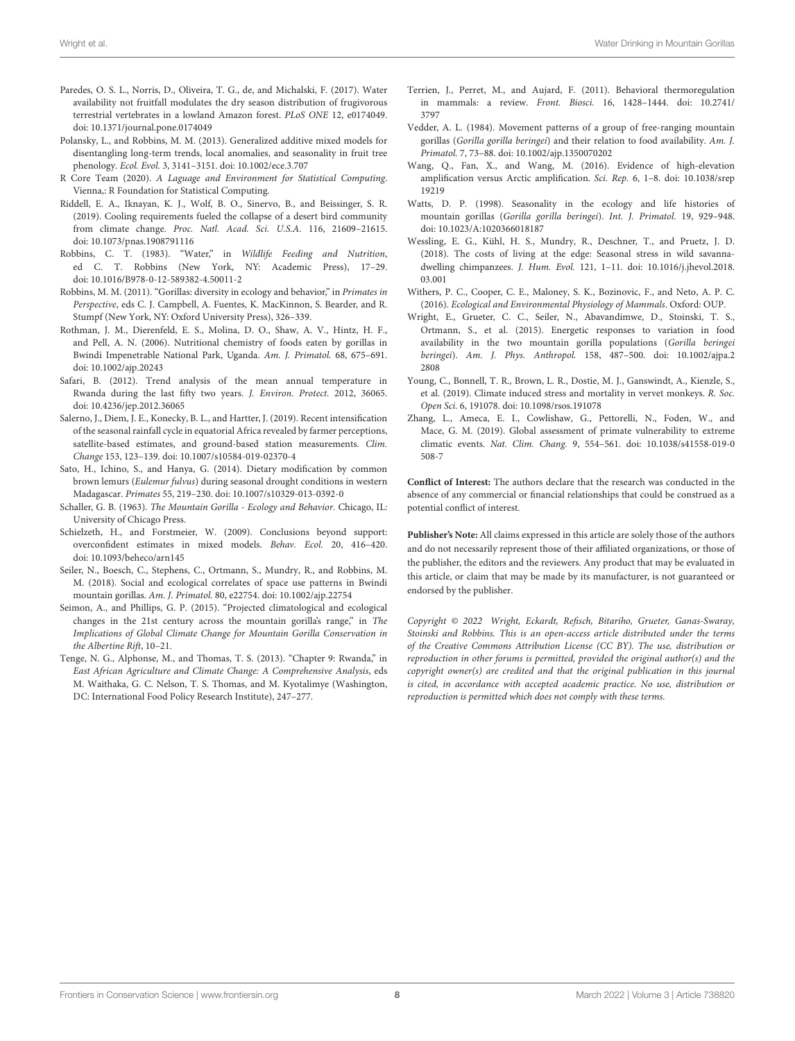Paredes, O. S. L., Norris, D., Oliveira, T. G., de, and Michalski, F. (2017). Water availability not fruitfall modulates the dry season distribution of frugivorous terrestrial vertebrates in a lowland Amazon forest. *PLoS ONE* 12, e0174049. doi: 10.1371/journal.pone.0174049

Polansky, L., and Robbins, M. M. (2013). Generalized additive mixed models for disentangling long-term trends, local anomalies, and seasonality in fruit tree phenology. *Ecol. Evol.* 3, 3141–3151. doi: 10.1002/ece3.707

R Core Team (2020). *A Laguage and Environment for Statistical Computing*. Vienna,: R Foundation for Statistical Computing.

Riddell, E. A., Iknayan, K. J., Wolf, B. O., Sinervo, B., and Beissinger, S. R. (2019). Cooling requirements fueled the collapse of a desert bird community from climate change. *Proc. Natl. Acad. Sci. U.S.A.* 116, 21609–21615. doi: 10.1073/pnas.1908791116

Robbins, C. T. (1983). "Water," in *Wildlife Feeding and Nutrition*, ed C. T. Robbins (New York, NY: Academic Press), 17–29. doi: 10.1016/B978-0-12-589382-4.50011-2

Robbins, M. M. (2011). "Gorillas: diversity in ecology and behavior," in *Primates in Perspective*, eds C. J. Campbell, A. Fuentes, K. MacKinnon, S. Bearder, and R. Stumpf (New York, NY: Oxford University Press), 326–339.

Rothman, J. M., Dierenfeld, E. S., Molina, D. O., Shaw, A. V., Hintz, H. F., and Pell, A. N. (2006). Nutritional chemistry of foods eaten by gorillas in Bwindi Impenetrable National Park, Uganda. *Am. J. Primatol.* 68, 675–691. doi: 10.1002/ajp.20243

Safari, B. (2012). Trend analysis of the mean annual temperature in Rwanda during the last fifty two years. *J. Environ. Protect.* 2012, 36065. doi: 10.4236/jep.2012.36065

Salerno, J., Diem, J. E., Konecky, B. L., and Hartter, J. (2019). Recent intensification of the seasonal rainfall cycle in equatorial Africa revealed by farmer perceptions, satellite-based estimates, and ground-based station measurements. *Clim. Change* 153, 123–139. doi: 10.1007/s10584-019-02370-4

Sato, H., Ichino, S., and Hanya, G. (2014). Dietary modification by common brown lemurs (*Eulemur fulvus*) during seasonal drought conditions in western Madagascar. *Primates* 55, 219–230. doi: 10.1007/s10329-013-0392-0

Schaller, G. B. (1963). *The Mountain Gorilla - Ecology and Behavior*. Chicago, IL: University of Chicago Press.

Schielzeth, H., and Forstmeier, W. (2009). Conclusions beyond support: overconfident estimates in mixed models. *Behav. Ecol.* 20, 416–420. doi: 10.1093/beheco/arn145

Seiler, N., Boesch, C., Stephens, C., Ortmann, S., Mundry, R., and Robbins, M. M. (2018). Social and ecological correlates of space use patterns in Bwindi mountain gorillas. *Am. J. Primatol.* 80, e22754. doi: 10.1002/ajp.22754

Seimon, A., and Phillips, G. P. (2015). "Projected climatological and ecological changes in the 21st century across the mountain gorilla's range," in *The Implications of Global Climate Change for Mountain Gorilla Conservation in the Albertine Rift*, 10–21.

Tenge, N. G., Alphonse, M., and Thomas, T. S. (2013). "Chapter 9: Rwanda," in *East African Agriculture and Climate Change: A Comprehensive Analysis*, eds M. Waithaka, G. C. Nelson, T. S. Thomas, and M. Kyotalimye (Washington, DC: International Food Policy Research Institute), 247–277.

Terrien, J., Perret, M., and Aujard, F. (2011). Behavioral thermoregulation in mammals: a review. *Front. Biosci.* 16, 1428–1444. doi: 10.2741/3797

Vedder, A. L. (1984). Movement patterns of a group of free-ranging mountain gorillas (*Gorilla gorilla beringei*) and their relation to food availability. *Am. J. Primatol.* 7, 73–88. doi: 10.1002/ajp.1350070202

Wang, Q., Fan, X., and Wang, M. (2016). Evidence of high-elevation amplification versus Arctic amplification. *Sci. Rep.* 6, 1–8. doi: 10.1038/srep19219

Watts, D. P. (1998). Seasonality in the ecology and life histories of mountain gorillas (*Gorilla gorilla beringei*). *Int. J. Primatol.* 19, 929–948. doi: 10.1023/A:1020366018187

Wessling, E. G., Kühl, H. S., Mundry, R., Deschner, T., and Pruetz, J. D. (2018). The costs of living at the edge: Seasonal stress in wild savanna-dwelling chimpanzees. *J. Hum. Evol.* 121, 1–11. doi: 10.1016/j.jhevol.2018.03.001

Withers, P. C., Cooper, C. E., Maloney, S. K., Bozinovic, F., and Neto, A. P. C. (2016). *Ecological and Environmental Physiology of Mammals*. Oxford: OUP.

Wright, E., Grueter, C. C., Seiler, N., Abavandimwe, D., Stoinski, T. S., Ortmann, S., et al. (2015). Energetic responses to variation in food availability in the two mountain gorilla populations (*Gorilla beringei beringei*). *Am. J. Phys. Anthropol.* 158, 487–500. doi: 10.1002/ajpa.22808

Young, C., Bonnell, T. R., Brown, L. R., Dostie, M. J., Ganswindt, A., Kienzle, S., et al. (2019). Climate induced stress and mortality in vervet monkeys. *R. Soc. Open Sci.* 6, 191078. doi: 10.1098/rsos.191078

Zhang, L., Ameca, E. I., Cowlishaw, G., Pettorelli, N., Foden, W., and Mace, G. M. (2019). Global assessment of primate vulnerability to extreme climatic events. *Nat. Clim. Chang.* 9, 554–561. doi: 10.1038/s41558-019-0508-7

**Conflict of Interest:** The authors declare that the research was conducted in the absence of any commercial or financial relationships that could be construed as a potential conflict of interest.

**Publisher's Note:** All claims expressed in this article are solely those of the authors and do not necessarily represent those of their affiliated organizations, or those of the publisher, the editors and the reviewers. Any product that may be evaluated in this article, or claim that may be made by its manufacturer, is not guaranteed or endorsed by the publisher.

*Copyright © 2022 Wright, Eckardt, Refisch, Bitariho, Grueter, Ganas-Swaray, Stoinski and Robbins. This is an open-access article distributed under the terms of the Creative Commons Attribution License (CC BY). The use, distribution or reproduction in other forums is permitted, provided the original author(s) and the copyright owner(s) are credited and that the original publication in this journal is cited, in accordance with accepted academic practice. No use, distribution or reproduction is permitted which does not comply with these terms.*